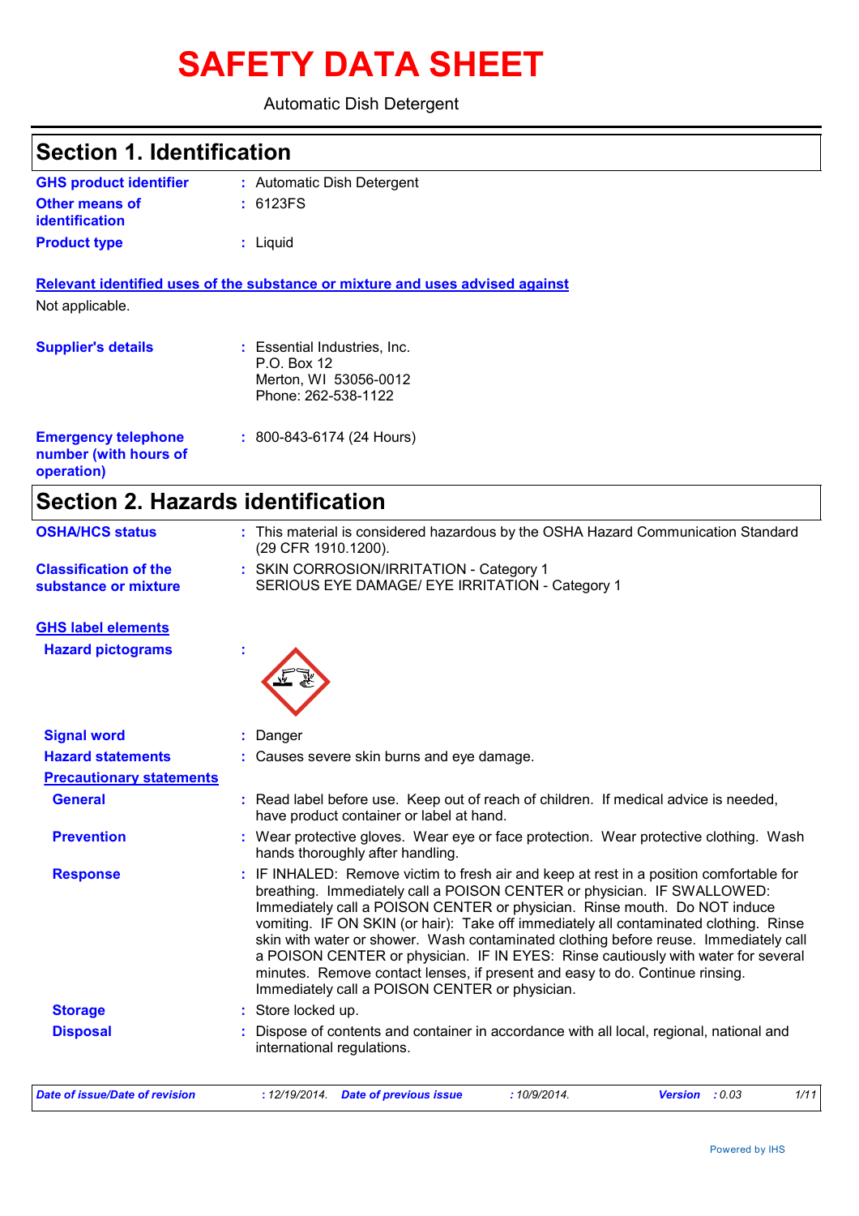# SAFETY DATA SHEET

Automatic Dish Detergent

## Section 1. Identification

| | | |
|---|---|---|
| **GHS product identifier** | : | Automatic Dish Detergent |
| **Other means of identification** | : | 6123FS |
| **Product type** | : | Liquid |

**Relevant identified uses of the substance or mixture and uses advised against**

Not applicable.

| | | |
|---|---|---|
| **Supplier's details** | : | Essential Industries, Inc.<br>P.O. Box 12<br>Merton, WI 53056-0012<br>Phone: 262-538-1122 |
| **Emergency telephone number (with hours of operation)** | : | 800-843-6174 (24 Hours) |

## Section 2. Hazards identification

| | | |
|---|---|---|
| **OSHA/HCS status** | : | This material is considered hazardous by the OSHA Hazard Communication Standard (29 CFR 1910.1200). |
| **Classification of the substance or mixture** | : | SKIN CORROSION/IRRITATION - Category 1<br>SERIOUS EYE DAMAGE/ EYE IRRITATION - Category 1 |

**GHS label elements**

| | | |
|---|---|---|
| **Hazard pictograms** | : | |
| **Signal word** | : | Danger |
| **Hazard statements** | : | Causes severe skin burns and eye damage. |

**Precautionary statements**

| | | |
|---|---|---|
| **General** | : | Read label before use. Keep out of reach of children. If medical advice is needed, have product container or label at hand. |
| **Prevention** | : | Wear protective gloves. Wear eye or face protection. Wear protective clothing. Wash hands thoroughly after handling. |
| **Response** | : | IF INHALED: Remove victim to fresh air and keep at rest in a position comfortable for breathing. Immediately call a POISON CENTER or physician. IF SWALLOWED: Immediately call a POISON CENTER or physician. Rinse mouth. Do NOT induce vomiting. IF ON SKIN (or hair): Take off immediately all contaminated clothing. Rinse skin with water or shower. Wash contaminated clothing before reuse. Immediately call a POISON CENTER or physician. IF IN EYES: Rinse cautiously with water for several minutes. Remove contact lenses, if present and easy to do. Continue rinsing. Immediately call a POISON CENTER or physician. |
| **Storage** | : | Store locked up. |
| **Disposal** | : | Dispose of contents and container in accordance with all local, regional, national and international regulations. |

*Date of issue/Date of revision : 12/19/2014. Date of previous issue : 10/9/2014. Version : 0.03*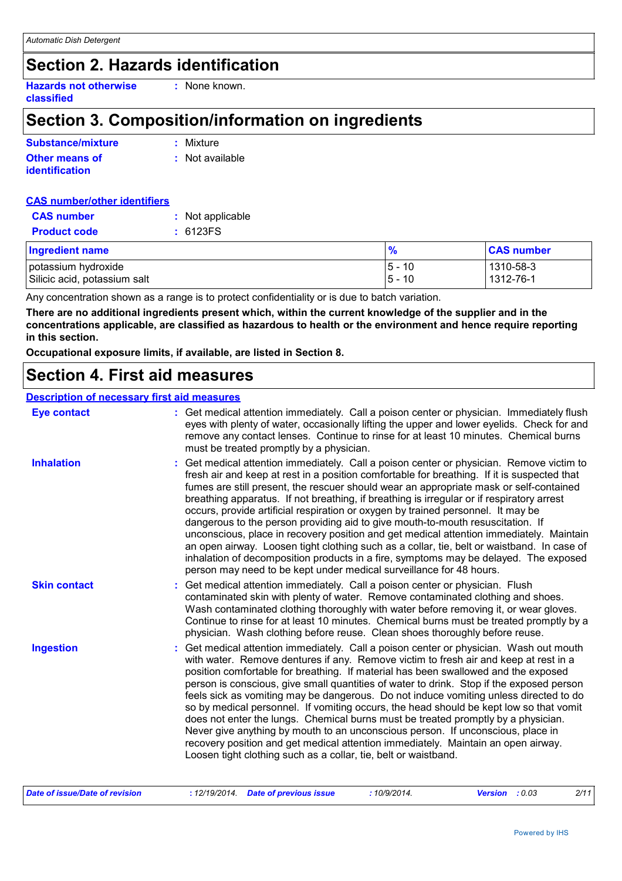# Section 2. Hazards identification

**Hazards not otherwise classified** : None known.

# Section 3. Composition/information on ingredients

**Substance/mixture** : Mixture

**Other means of identification** : Not available

**CAS number/other identifiers**

**CAS number** : Not applicable

**Product code** : 6123FS

| Ingredient name | % | CAS number |
|---|---|---|
| potassium hydroxide | 5 - 10 | 1310-58-3 |
| Silicic acid, potassium salt | 5 - 10 | 1312-76-1 |

Any concentration shown as a range is to protect confidentiality or is due to batch variation.

**There are no additional ingredients present which, within the current knowledge of the supplier and in the concentrations applicable, are classified as hazardous to health or the environment and hence require reporting in this section.**

**Occupational exposure limits, if available, are listed in Section 8.**

# Section 4. First aid measures

**Description of necessary first aid measures**

**Eye contact** : Get medical attention immediately. Call a poison center or physician. Immediately flush eyes with plenty of water, occasionally lifting the upper and lower eyelids. Check for and remove any contact lenses. Continue to rinse for at least 10 minutes. Chemical burns must be treated promptly by a physician.

**Inhalation** : Get medical attention immediately. Call a poison center or physician. Remove victim to fresh air and keep at rest in a position comfortable for breathing. If it is suspected that fumes are still present, the rescuer should wear an appropriate mask or self-contained breathing apparatus. If not breathing, if breathing is irregular or if respiratory arrest occurs, provide artificial respiration or oxygen by trained personnel. It may be dangerous to the person providing aid to give mouth-to-mouth resuscitation. If unconscious, place in recovery position and get medical attention immediately. Maintain an open airway. Loosen tight clothing such as a collar, tie, belt or waistband. In case of inhalation of decomposition products in a fire, symptoms may be delayed. The exposed person may need to be kept under medical surveillance for 48 hours.

**Skin contact** : Get medical attention immediately. Call a poison center or physician. Flush contaminated skin with plenty of water. Remove contaminated clothing and shoes. Wash contaminated clothing thoroughly with water before removing it, or wear gloves. Continue to rinse for at least 10 minutes. Chemical burns must be treated promptly by a physician. Wash clothing before reuse. Clean shoes thoroughly before reuse.

**Ingestion** : Get medical attention immediately. Call a poison center or physician. Wash out mouth with water. Remove dentures if any. Remove victim to fresh air and keep at rest in a position comfortable for breathing. If material has been swallowed and the exposed person is conscious, give small quantities of water to drink. Stop if the exposed person feels sick as vomiting may be dangerous. Do not induce vomiting unless directed to do so by medical personnel. If vomiting occurs, the head should be kept low so that vomit does not enter the lungs. Chemical burns must be treated promptly by a physician. Never give anything by mouth to an unconscious person. If unconscious, place in recovery position and get medical attention immediately. Maintain an open airway. Loosen tight clothing such as a collar, tie, belt or waistband.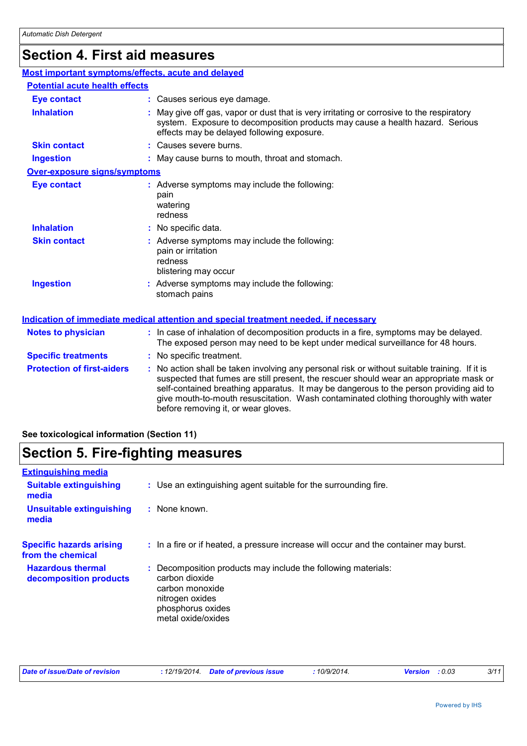# Section 4. First aid measures

## Most important symptoms/effects, acute and delayed

### Potential acute health effects

| | |
|---|---|
| **Eye contact** | : Causes serious eye damage. |
| **Inhalation** | : May give off gas, vapor or dust that is very irritating or corrosive to the respiratory system. Exposure to decomposition products may cause a health hazard. Serious effects may be delayed following exposure. |
| **Skin contact** | : Causes severe burns. |
| **Ingestion** | : May cause burns to mouth, throat and stomach. |

### Over-exposure signs/symptoms

| | |
|---|---|
| **Eye contact** | : Adverse symptoms may include the following:<br>pain<br>watering<br>redness |
| **Inhalation** | : No specific data. |
| **Skin contact** | : Adverse symptoms may include the following:<br>pain or irritation<br>redness<br>blistering may occur |
| **Ingestion** | : Adverse symptoms may include the following:<br>stomach pains |

## Indication of immediate medical attention and special treatment needed, if necessary

| | |
|---|---|
| **Notes to physician** | : In case of inhalation of decomposition products in a fire, symptoms may be delayed. The exposed person may need to be kept under medical surveillance for 48 hours. |
| **Specific treatments** | : No specific treatment. |
| **Protection of first-aiders** | : No action shall be taken involving any personal risk or without suitable training. If it is suspected that fumes are still present, the rescuer should wear an appropriate mask or self-contained breathing apparatus. It may be dangerous to the person providing aid to give mouth-to-mouth resuscitation. Wash contaminated clothing thoroughly with water before removing it, or wear gloves. |

**See toxicological information (Section 11)**

# Section 5. Fire-fighting measures

## Extinguishing media

| | |
|---|---|
| **Suitable extinguishing media** | : Use an extinguishing agent suitable for the surrounding fire. |
| **Unsuitable extinguishing media** | : None known. |

| | |
|---|---|
| **Specific hazards arising from the chemical** | : In a fire or if heated, a pressure increase will occur and the container may burst. |
| **Hazardous thermal decomposition products** | : Decomposition products may include the following materials:<br>carbon dioxide<br>carbon monoxide<br>nitrogen oxides<br>phosphorus oxides<br>metal oxide/oxides |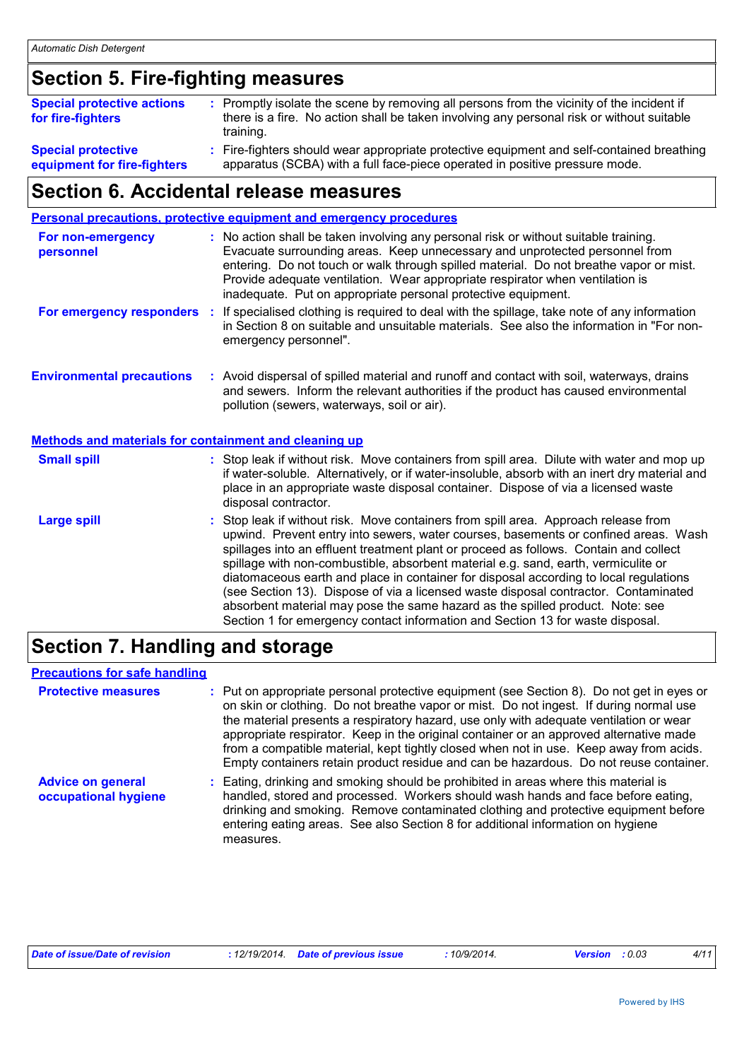## Section 5. Fire-fighting measures

**Special protective actions for fire-fighters** : Promptly isolate the scene by removing all persons from the vicinity of the incident if there is a fire. No action shall be taken involving any personal risk or without suitable training.

**Special protective equipment for fire-fighters** : Fire-fighters should wear appropriate protective equipment and self-contained breathing apparatus (SCBA) with a full face-piece operated in positive pressure mode.

## Section 6. Accidental release measures

### Personal precautions, protective equipment and emergency procedures

**For non-emergency personnel** : No action shall be taken involving any personal risk or without suitable training. Evacuate surrounding areas. Keep unnecessary and unprotected personnel from entering. Do not touch or walk through spilled material. Do not breathe vapor or mist. Provide adequate ventilation. Wear appropriate respirator when ventilation is inadequate. Put on appropriate personal protective equipment.

**For emergency responders** : If specialised clothing is required to deal with the spillage, take note of any information in Section 8 on suitable and unsuitable materials. See also the information in "For non-emergency personnel".

**Environmental precautions** : Avoid dispersal of spilled material and runoff and contact with soil, waterways, drains and sewers. Inform the relevant authorities if the product has caused environmental pollution (sewers, waterways, soil or air).

### Methods and materials for containment and cleaning up

**Small spill** : Stop leak if without risk. Move containers from spill area. Dilute with water and mop up if water-soluble. Alternatively, or if water-insoluble, absorb with an inert dry material and place in an appropriate waste disposal container. Dispose of via a licensed waste disposal contractor.

**Large spill** : Stop leak if without risk. Move containers from spill area. Approach release from upwind. Prevent entry into sewers, water courses, basements or confined areas. Wash spillages into an effluent treatment plant or proceed as follows. Contain and collect spillage with non-combustible, absorbent material e.g. sand, earth, vermiculite or diatomaceous earth and place in container for disposal according to local regulations (see Section 13). Dispose of via a licensed waste disposal contractor. Contaminated absorbent material may pose the same hazard as the spilled product. Note: see Section 1 for emergency contact information and Section 13 for waste disposal.

## Section 7. Handling and storage

### Precautions for safe handling

**Protective measures** : Put on appropriate personal protective equipment (see Section 8). Do not get in eyes or on skin or clothing. Do not breathe vapor or mist. Do not ingest. If during normal use the material presents a respiratory hazard, use only with adequate ventilation or wear appropriate respirator. Keep in the original container or an approved alternative made from a compatible material, kept tightly closed when not in use. Keep away from acids. Empty containers retain product residue and can be hazardous. Do not reuse container.

**Advice on general occupational hygiene** : Eating, drinking and smoking should be prohibited in areas where this material is handled, stored and processed. Workers should wash hands and face before eating, drinking and smoking. Remove contaminated clothing and protective equipment before entering eating areas. See also Section 8 for additional information on hygiene measures.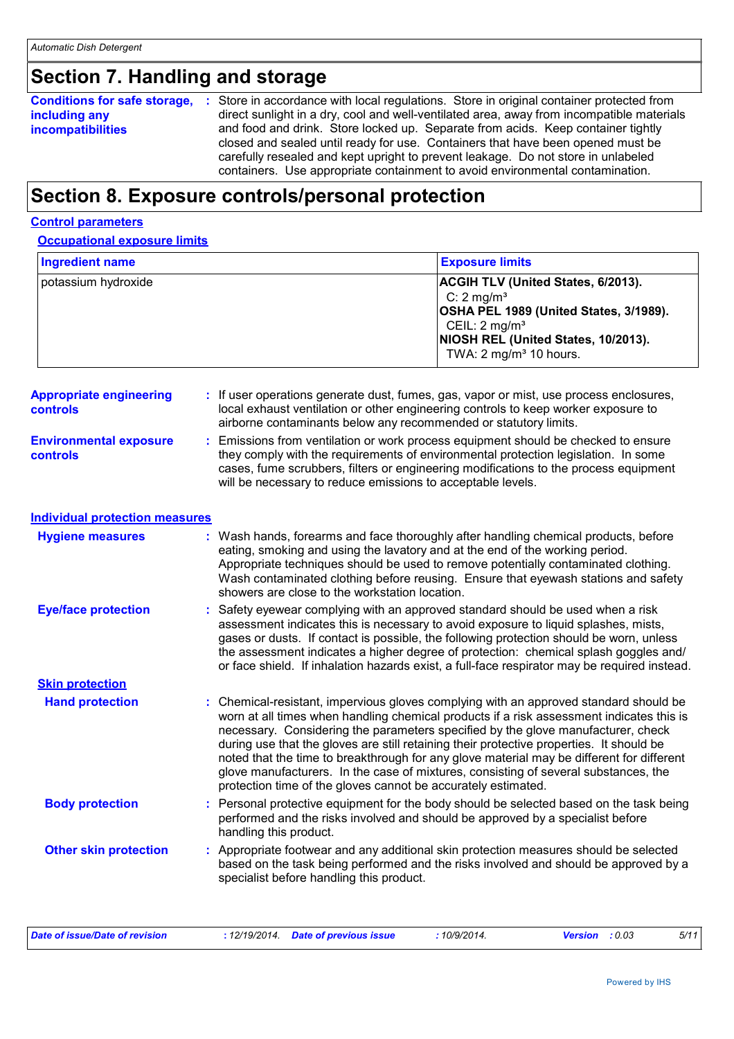# Section 7. Handling and storage

**Conditions for safe storage, including any incompatibilities** : Store in accordance with local regulations. Store in original container protected from direct sunlight in a dry, cool and well-ventilated area, away from incompatible materials and food and drink. Store locked up. Separate from acids. Keep container tightly closed and sealed until ready for use. Containers that have been opened must be carefully resealed and kept upright to prevent leakage. Do not store in unlabeled containers. Use appropriate containment to avoid environmental contamination.

# Section 8. Exposure controls/personal protection

## Control parameters

### Occupational exposure limits

| Ingredient name | Exposure limits |
|---|---|
| potassium hydroxide | **ACGIH TLV (United States, 6/2013).**<br>C: 2 mg/m³<br>**OSHA PEL 1989 (United States, 3/1989).**<br>CEIL: 2 mg/m³<br>**NIOSH REL (United States, 10/2013).**<br>TWA: 2 mg/m³ 10 hours. |

**Appropriate engineering controls** : If user operations generate dust, fumes, gas, vapor or mist, use process enclosures, local exhaust ventilation or other engineering controls to keep worker exposure to airborne contaminants below any recommended or statutory limits.

**Environmental exposure controls** : Emissions from ventilation or work process equipment should be checked to ensure they comply with the requirements of environmental protection legislation. In some cases, fume scrubbers, filters or engineering modifications to the process equipment will be necessary to reduce emissions to acceptable levels.

## Individual protection measures

**Hygiene measures** : Wash hands, forearms and face thoroughly after handling chemical products, before eating, smoking and using the lavatory and at the end of the working period. Appropriate techniques should be used to remove potentially contaminated clothing. Wash contaminated clothing before reusing. Ensure that eyewash stations and safety showers are close to the workstation location.

**Eye/face protection** : Safety eyewear complying with an approved standard should be used when a risk assessment indicates this is necessary to avoid exposure to liquid splashes, mists, gases or dusts. If contact is possible, the following protection should be worn, unless the assessment indicates a higher degree of protection: chemical splash goggles and/ or face shield. If inhalation hazards exist, a full-face respirator may be required instead.

### Skin protection

**Hand protection** : Chemical-resistant, impervious gloves complying with an approved standard should be worn at all times when handling chemical products if a risk assessment indicates this is necessary. Considering the parameters specified by the glove manufacturer, check during use that the gloves are still retaining their protective properties. It should be noted that the time to breakthrough for any glove material may be different for different glove manufacturers. In the case of mixtures, consisting of several substances, the protection time of the gloves cannot be accurately estimated.

**Body protection** : Personal protective equipment for the body should be selected based on the task being performed and the risks involved and should be approved by a specialist before handling this product.

**Other skin protection** : Appropriate footwear and any additional skin protection measures should be selected based on the task being performed and the risks involved and should be approved by a specialist before handling this product.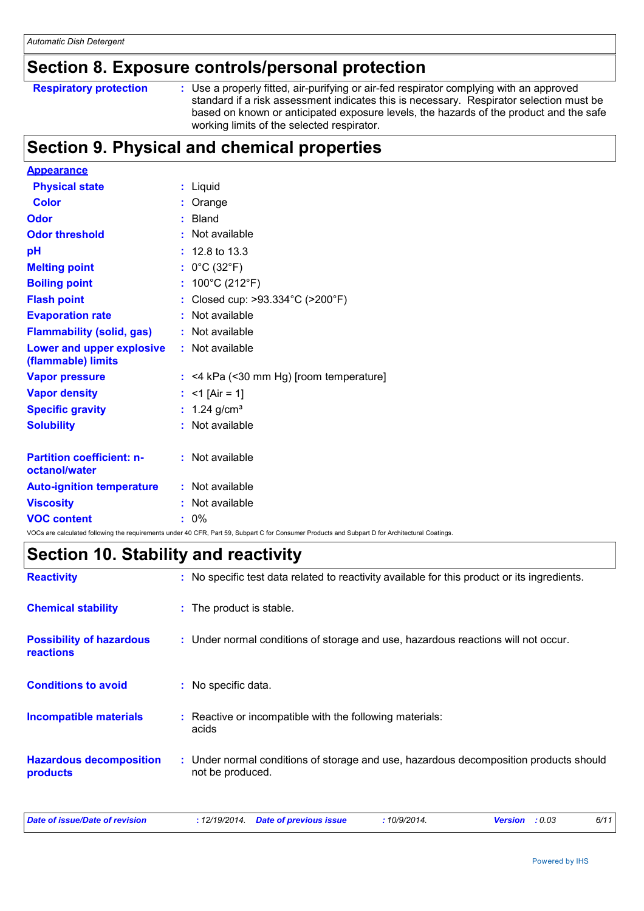## Section 8. Exposure controls/personal protection

| | |
|---|---|
| **Respiratory protection** | Use a properly fitted, air-purifying or air-fed respirator complying with an approved standard if a risk assessment indicates this is necessary. Respirator selection must be based on known or anticipated exposure levels, the hazards of the product and the safe working limits of the selected respirator. |

## Section 9. Physical and chemical properties

| | |
|---|---|
| **Appearance** | |
| **Physical state** | Liquid |
| **Color** | Orange |
| **Odor** | Bland |
| **Odor threshold** | Not available |
| **pH** | 12.8 to 13.3 |
| **Melting point** | 0°C (32°F) |
| **Boiling point** | 100°C (212°F) |
| **Flash point** | Closed cup: >93.334°C (>200°F) |
| **Evaporation rate** | Not available |
| **Flammability (solid, gas)** | Not available |
| **Lower and upper explosive (flammable) limits** | Not available |
| **Vapor pressure** | <4 kPa (<30 mm Hg) [room temperature] |
| **Vapor density** | <1 [Air = 1] |
| **Specific gravity** | 1.24 $g/cm^3$ |
| **Solubility** | Not available |
| **Partition coefficient: n-octanol/water** | Not available |
| **Auto-ignition temperature** | Not available |
| **Viscosity** | Not available |
| **VOC content** | 0% |

VOCs are calculated following the requirements under 40 CFR, Part 59, Subpart C for Consumer Products and Subpart D for Architectural Coatings.

## Section 10. Stability and reactivity

| | |
|---|---|
| **Reactivity** | No specific test data related to reactivity available for this product or its ingredients. |
| **Chemical stability** | The product is stable. |
| **Possibility of hazardous reactions** | Under normal conditions of storage and use, hazardous reactions will not occur. |
| **Conditions to avoid** | No specific data. |
| **Incompatible materials** | Reactive or incompatible with the following materials: acids |
| **Hazardous decomposition products** | Under normal conditions of storage and use, hazardous decomposition products should not be produced. |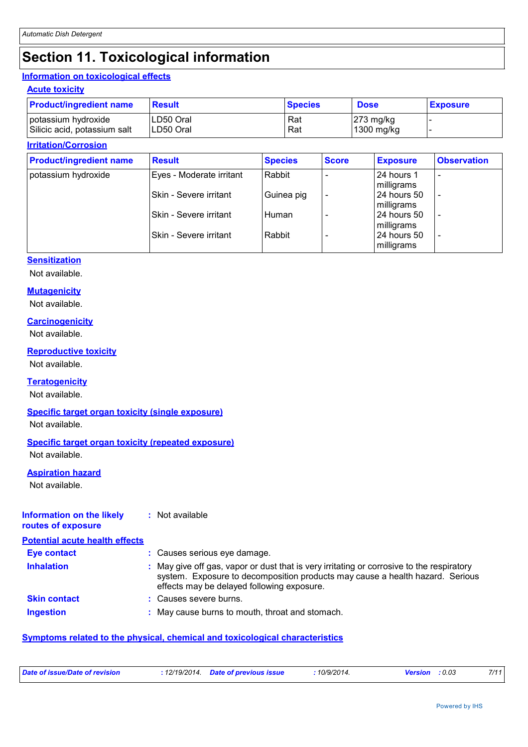# Section 11. Toxicological information

## Information on toxicological effects

### Acute toxicity

| Product/ingredient name | Result | Species | Dose | Exposure |
|---|---|---|---|---|
| potassium hydroxide | LD50 Oral | Rat | 273 mg/kg | - |
| Silicic acid, potassium salt | LD50 Oral | Rat | 1300 mg/kg | - |

### Irritation/Corrosion

| Product/ingredient name | Result | Species | Score | Exposure | Observation |
|---|---|---|---|---|---|
| potassium hydroxide | Eyes - Moderate irritant | Rabbit | - | 24 hours 1 milligrams | - |
| | Skin - Severe irritant | Guinea pig | - | 24 hours 50 milligrams | - |
| | Skin - Severe irritant | Human | - | 24 hours 50 milligrams | - |
| | Skin - Severe irritant | Rabbit | - | 24 hours 50 milligrams | - |

### Sensitization

Not available.

### Mutagenicity

Not available.

### Carcinogenicity

Not available.

### Reproductive toxicity

Not available.

### Teratogenicity

Not available.

### Specific target organ toxicity (single exposure)

Not available.

### Specific target organ toxicity (repeated exposure)

Not available.

### Aspiration hazard

Not available.

**Information on the likely routes of exposure** : Not available

## Potential acute health effects

**Eye contact** : Causes serious eye damage.

**Inhalation** : May give off gas, vapor or dust that is very irritating or corrosive to the respiratory system. Exposure to decomposition products may cause a health hazard. Serious effects may be delayed following exposure.

**Skin contact** : Causes severe burns.

**Ingestion** : May cause burns to mouth, throat and stomach.

## Symptoms related to the physical, chemical and toxicological characteristics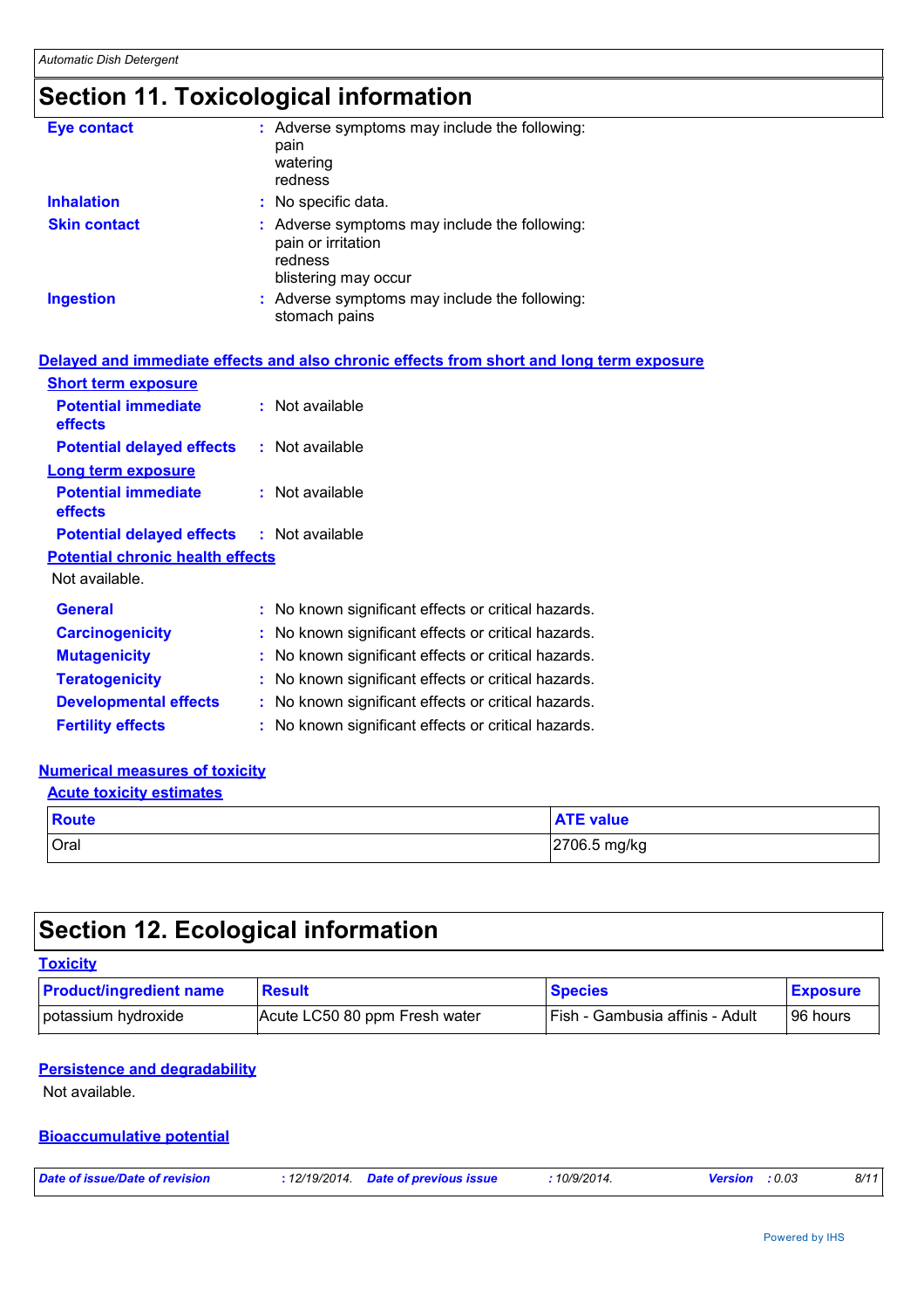# Section 11. Toxicological information

**Eye contact** : Adverse symptoms may include the following:
pain
watering
redness

**Inhalation** : No specific data.

**Skin contact** : Adverse symptoms may include the following:
pain or irritation
redness
blistering may occur

**Ingestion** : Adverse symptoms may include the following:
stomach pains

## Delayed and immediate effects and also chronic effects from short and long term exposure

### Short term exposure

**Potential immediate effects** : Not available

**Potential delayed effects** : Not available

### Long term exposure

**Potential immediate effects** : Not available

**Potential delayed effects** : Not available

### Potential chronic health effects

Not available.

**General** : No known significant effects or critical hazards.

**Carcinogenicity** : No known significant effects or critical hazards.

**Mutagenicity** : No known significant effects or critical hazards.

**Teratogenicity** : No known significant effects or critical hazards.

**Developmental effects** : No known significant effects or critical hazards.

**Fertility effects** : No known significant effects or critical hazards.

## Numerical measures of toxicity

### Acute toxicity estimates

| Route | ATE value |
|---|---|
| Oral | 2706.5 mg/kg |

# Section 12. Ecological information

## Toxicity

| Product/ingredient name | Result | Species | Exposure |
|---|---|---|---|
| potassium hydroxide | Acute LC50 80 ppm Fresh water | Fish - Gambusia affinis - Adult | 96 hours |

## Persistence and degradability

Not available.

## Bioaccumulative potential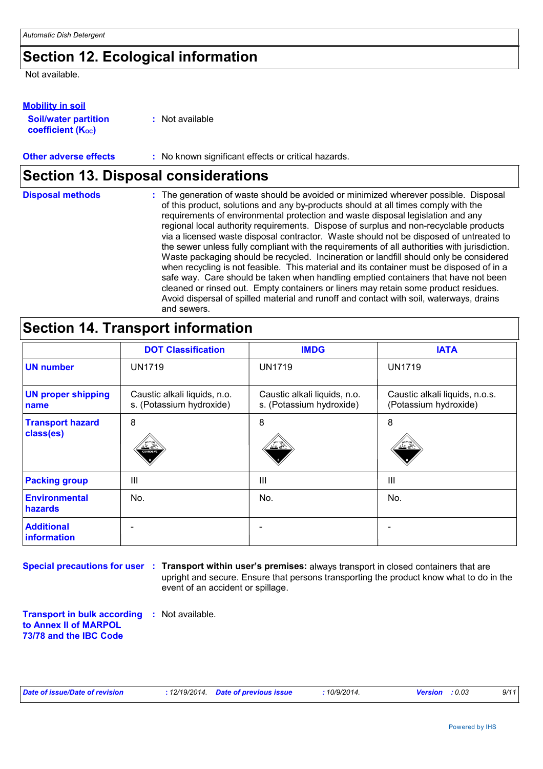## Section 12. Ecological information

Not available.

**Mobility in soil**

**Soil/water partition coefficient ($K_{OC}$)** : Not available

**Other adverse effects** : No known significant effects or critical hazards.

## Section 13. Disposal considerations

**Disposal methods** : The generation of waste should be avoided or minimized wherever possible. Disposal of this product, solutions and any by-products should at all times comply with the requirements of environmental protection and waste disposal legislation and any regional local authority requirements. Dispose of surplus and non-recyclable products via a licensed waste disposal contractor. Waste should not be disposed of untreated to the sewer unless fully compliant with the requirements of all authorities with jurisdiction. Waste packaging should be recycled. Incineration or landfill should only be considered when recycling is not feasible. This material and its container must be disposed of in a safe way. Care should be taken when handling emptied containers that have not been cleaned or rinsed out. Empty containers or liners may retain some product residues. Avoid dispersal of spilled material and runoff and contact with soil, waterways, drains and sewers.

## Section 14. Transport information

| | DOT Classification | IMDG | IATA |
|---|---|---|---|
| **UN number** | UN1719 | UN1719 | UN1719 |
| **UN proper shipping name** | Caustic alkali liquids, n.o.s. (Potassium hydroxide) | Caustic alkali liquids, n.o.s. (Potassium hydroxide) | Caustic alkali liquids, n.o.s. (Potassium hydroxide) |
| **Transport hazard class(es)** | 8 | 8 | 8 |
| **Packing group** | III | III | III |
| **Environmental hazards** | No. | No. | No. |
| **Additional information** | - | - | - |

**Special precautions for user** : **Transport within user's premises:** always transport in closed containers that are upright and secure. Ensure that persons transporting the product know what to do in the event of an accident or spillage.

**Transport in bulk according to Annex II of MARPOL 73/78 and the IBC Code** : Not available.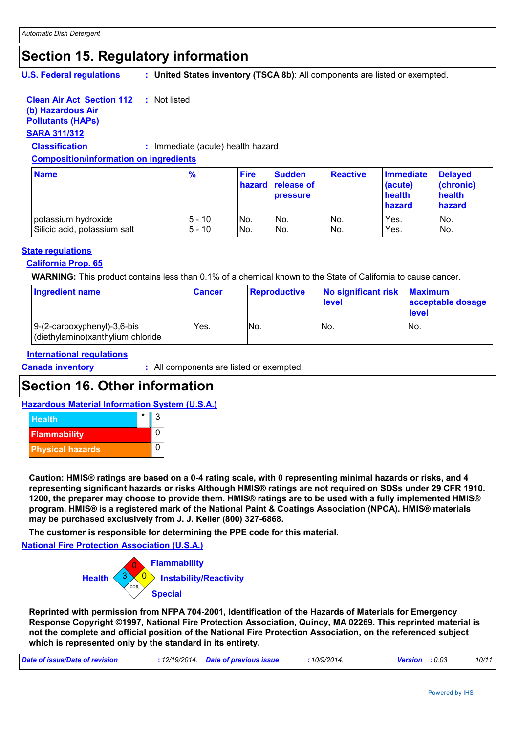## Section 15. Regulatory information

**U.S. Federal regulations** : **United States inventory (TSCA 8b)**: All components are listed or exempted.

**Clean Air Act Section 112 (b) Hazardous Air Pollutants (HAPs)** : Not listed

**SARA 311/312**

**Classification** : Immediate (acute) health hazard

**Composition/information on ingredients**

| Name | % | Fire hazard | Sudden release of pressure | Reactive | Immediate (acute) health hazard | Delayed (chronic) health hazard |
|---|---|---|---|---|---|---|
| potassium hydroxide | 5 - 10 | No. | No. | No. | Yes. | No. |
| Silicic acid, potassium salt | 5 - 10 | No. | No. | No. | Yes. | No. |

**State regulations**

**California Prop. 65**

**WARNING:** This product contains less than 0.1% of a chemical known to the State of California to cause cancer.

| Ingredient name | Cancer | Reproductive | No significant risk level | Maximum acceptable dosage level |
|---|---|---|---|---|
| 9-(2-carboxyphenyl)-3,6-bis (diethylamino)xanthylium chloride | Yes. | No. | No. | No. |

**International regulations**

**Canada inventory** : All components are listed or exempted.

## Section 16. Other information

**Hazardous Material Information System (U.S.A.)**

| | |
|---|---|
| Health * | 3 |
| Flammability | 0 |
| Physical hazards | 0 |

**Caution: HMIS® ratings are based on a 0-4 rating scale, with 0 representing minimal hazards or risks, and 4 representing significant hazards or risks Although HMIS® ratings are not required on SDSs under 29 CFR 1910. 1200, the preparer may choose to provide them. HMIS® ratings are to be used with a fully implemented HMIS® program. HMIS® is a registered mark of the National Paint & Coatings Association (NPCA). HMIS® materials may be purchased exclusively from J. J. Keller (800) 327-6868.**

**The customer is responsible for determining the PPE code for this material.**

**National Fire Protection Association (U.S.A.)**

Health: 3
Flammability: 0
Instability/Reactivity: 0
Special: COR

**Reprinted with permission from NFPA 704-2001, Identification of the Hazards of Materials for Emergency Response Copyright ©1997, National Fire Protection Association, Quincy, MA 02269. This reprinted material is not the complete and official position of the National Fire Protection Association, on the referenced subject which is represented only by the standard in its entirety.**

*Date of issue/Date of revision* : 12/19/2014. *Date of previous issue* : 10/9/2014. *Version* : 0.03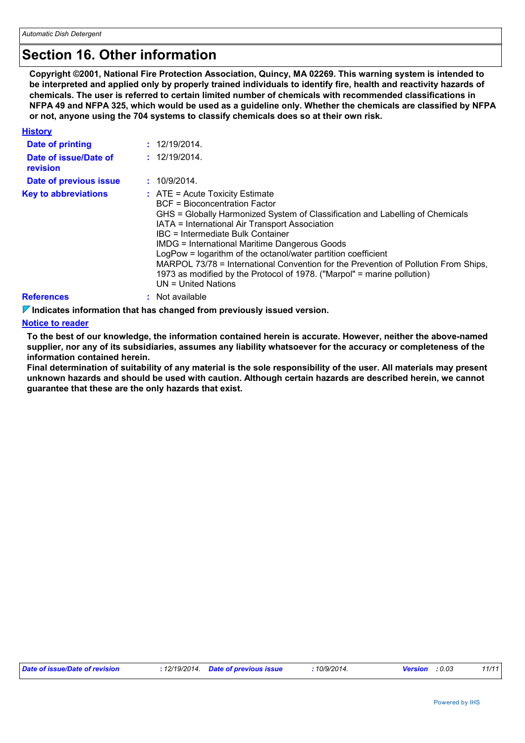# Section 16. Other information

**Copyright ©2001, National Fire Protection Association, Quincy, MA 02269. This warning system is intended to be interpreted and applied only by properly trained individuals to identify fire, health and reactivity hazards of chemicals. The user is referred to certain limited number of chemicals with recommended classifications in NFPA 49 and NFPA 325, which would be used as a guideline only. Whether the chemicals are classified by NFPA or not, anyone using the 704 systems to classify chemicals does so at their own risk.**

## History

| | |
|---|---|
| **Date of printing** | : 12/19/2014. |
| **Date of issue/Date of revision** | : 12/19/2014. |
| **Date of previous issue** | : 10/9/2014. |
| **Key to abbreviations** | : ATE = Acute Toxicity Estimate<br>BCF = Bioconcentration Factor<br>GHS = Globally Harmonized System of Classification and Labelling of Chemicals<br>IATA = International Air Transport Association<br>IBC = Intermediate Bulk Container<br>IMDG = International Maritime Dangerous Goods<br>LogPow = logarithm of the octanol/water partition coefficient<br>MARPOL 73/78 = International Convention for the Prevention of Pollution From Ships, 1973 as modified by the Protocol of 1978. ("Marpol" = marine pollution)<br>UN = United Nations |
| **References** | : Not available |

**Indicates information that has changed from previously issued version.**

## Notice to reader

**To the best of our knowledge, the information contained herein is accurate. However, neither the above-named supplier, nor any of its subsidiaries, assumes any liability whatsoever for the accuracy or completeness of the information contained herein.**

**Final determination of suitability of any material is the sole responsibility of the user. All materials may present unknown hazards and should be used with caution. Although certain hazards are described herein, we cannot guarantee that these are the only hazards that exist.**